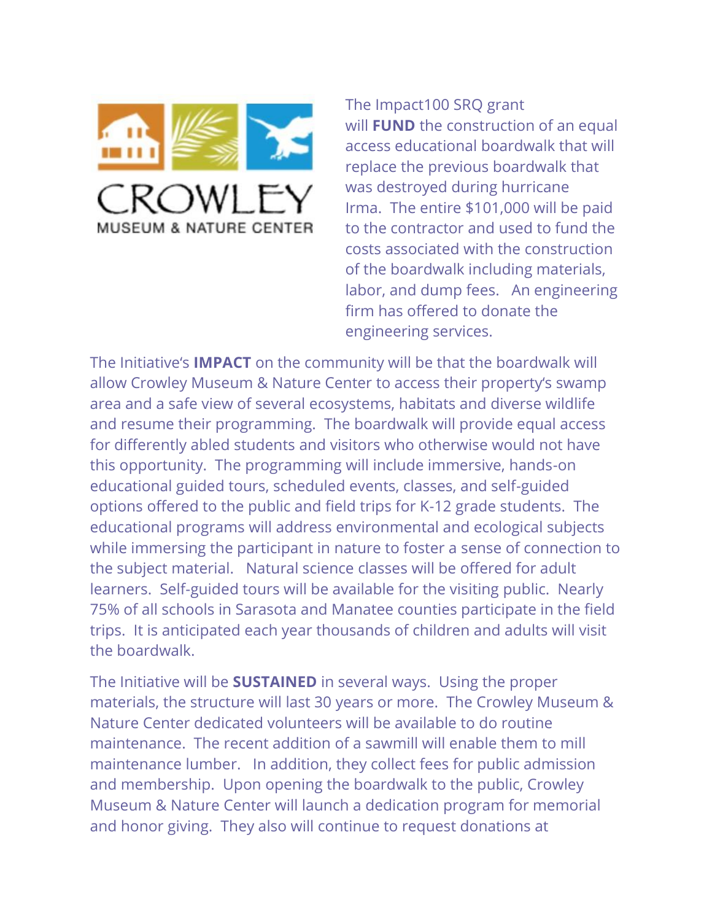CROWLEY

MUSEUM & NATURE CENTER

The Impact100 SRQ grant will **FUND** the construction of an equal access educational boardwalk that will replace the previous boardwalk that was destroyed during hurricane Irma. The entire $101,000 will be paid to the contractor and used to fund the costs associated with the construction of the boardwalk including materials, labor, and dump fees. An engineering firm has offered to donate the engineering services.

The Initiative's **IMPACT** on the community will be that the boardwalk will allow Crowley Museum & Nature Center to access their property's swamp area and a safe view of several ecosystems, habitats and diverse wildlife and resume their programming. The boardwalk will provide equal access for differently abled students and visitors who otherwise would not have this opportunity. The programming will include immersive, hands-on educational guided tours, scheduled events, classes, and self-guided options offered to the public and field trips for K-12 grade students. The educational programs will address environmental and ecological subjects while immersing the participant in nature to foster a sense of connection to the subject material. Natural science classes will be offered for adult learners. Self-guided tours will be available for the visiting public. Nearly 75% of all schools in Sarasota and Manatee counties participate in the field trips. It is anticipated each year thousands of children and adults will visit the boardwalk.

The Initiative will be **SUSTAINED** in several ways. Using the proper materials, the structure will last 30 years or more. The Crowley Museum & Nature Center dedicated volunteers will be available to do routine maintenance. The recent addition of a sawmill will enable them to mill maintenance lumber. In addition, they collect fees for public admission and membership. Upon opening the boardwalk to the public, Crowley Museum & Nature Center will launch a dedication program for memorial and honor giving. They also will continue to request donations at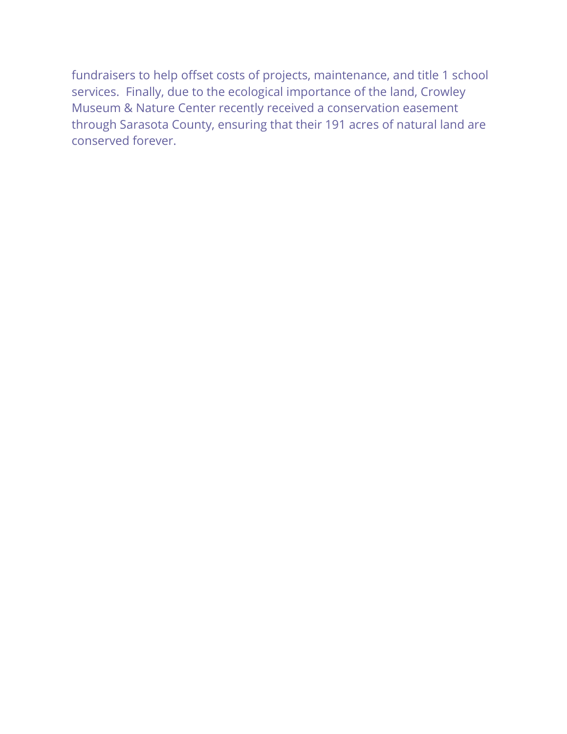fundraisers to help offset costs of projects, maintenance, and title 1 school services.  Finally, due to the ecological importance of the land, Crowley Museum & Nature Center recently received a conservation easement through Sarasota County, ensuring that their 191 acres of natural land are conserved forever.